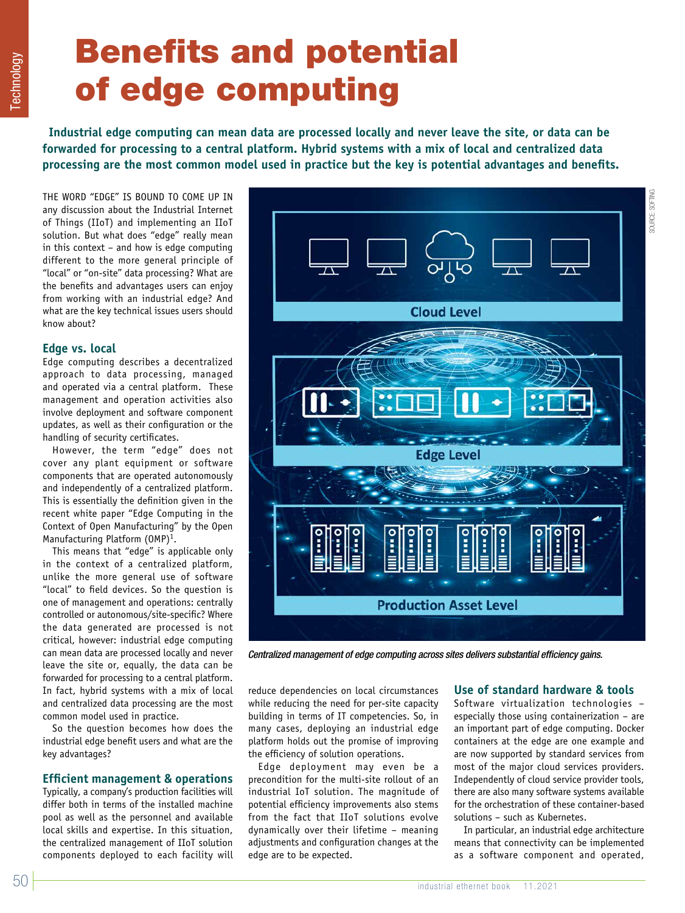# Benefits and potential of edge computing

**Industrial edge computing can mean data are processed locally and never leave the site, or data can be forwarded for processing to a central platform. Hybrid systems with a mix of local and centralized data processing are the most common model used in practice but the key is potential advantages and benefits.**

THE WORD "EDGE" IS BOUND TO COME UP IN any discussion about the Industrial Internet of Things (IIoT) and implementing an IIoT solution. But what does "edge" really mean in this context – and how is edge computing different to the more general principle of "local" or "on-site" data processing? What are the benefits and advantages users can enjoy from working with an industrial edge? And what are the key technical issues users should know about?

## Edge vs. local

Edge computing describes a decentralized approach to data processing, managed and operated via a central platform. These management and operation activities also involve deployment and software component updates, as well as their configuration or the handling of security certificates.

However, the term "edge" does not cover any plant equipment or software components that are operated autonomously and independently of a centralized platform. This is essentially the definition given in the recent white paper "Edge Computing in the Context of Open Manufacturing" by the Open Manufacturing Platform (OMP)[1].

This means that "edge" is applicable only in the context of a centralized platform, unlike the more general use of software "local" to field devices. So the question is one of management and operations: centrally controlled or autonomous/site-specific? Where the data generated are processed is not critical, however: industrial edge computing can mean data are processed locally and never leave the site or, equally, the data can be forwarded for processing to a central platform. In fact, hybrid systems with a mix of local and centralized data processing are the most common model used in practice.

So the question becomes how does the industrial edge benefit users and what are the key advantages?

Cloud Level
Edge Level
Production Asset Level

*Centralized management of edge computing across sites delivers substantial efficiency gains.*

## Efficient management & operations

Typically, a company's production facilities will differ both in terms of the installed machine pool as well as the personnel and available local skills and expertise. In this situation, the centralized management of IIoT solution components deployed to each facility will reduce dependencies on local circumstances while reducing the need for per-site capacity building in terms of IT competencies. So, in many cases, deploying an industrial edge platform holds out the promise of improving the efficiency of solution operations.

Edge deployment may even be a precondition for the multi-site rollout of an industrial IoT solution. The magnitude of potential efficiency improvements also stems from the fact that IIoT solutions evolve dynamically over their lifetime – meaning adjustments and configuration changes at the edge are to be expected.

## Use of standard hardware & tools

Software virtualization technologies – especially those using containerization – are an important part of edge computing. Docker containers at the edge are one example and are now supported by standard services from most of the major cloud services providers. Independently of cloud service provider tools, there are also many software systems available for the orchestration of these container-based solutions – such as Kubernetes.

In particular, an industrial edge architecture means that connectivity can be implemented as a software component and operated,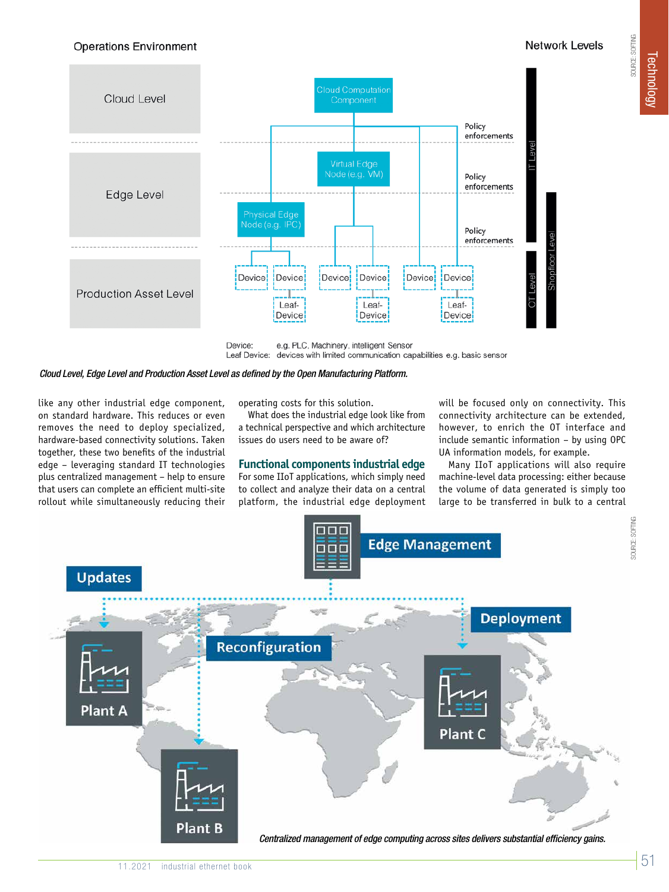Operations Environment

Network Levels

Cloud Level

Edge Level

Production Asset Level

Cloud Computation Component

Virtual Edge Node (e.g. VM)

Physical Edge Node (e.g. IPC)

Policy enforcements

Policy enforcements

Policy enforcements

Device Device Device Device Device Device

Leaf-Device Leaf-Device Leaf-Device

IT Level

OT Level

Shopfloor Level

Device: e.g. PLC, Machinery, intelligent Sensor
Leaf Device: devices with limited communication capabilities e.g. basic sensor

*Cloud Level, Edge Level and Production Asset Level as defined by the Open Manufacturing Platform.*

like any other industrial edge component, on standard hardware. This reduces or even removes the need to deploy specialized, hardware-based connectivity solutions. Taken together, these two benefits of the industrial edge – leveraging standard IT technologies plus centralized management – help to ensure that users can complete an efficient multi-site rollout while simultaneously reducing their operating costs for this solution.

What does the industrial edge look like from a technical perspective and which architecture issues do users need to be aware of?

## Functional components industrial edge

For some IIoT applications, which simply need to collect and analyze their data on a central platform, the industrial edge deployment will be focused only on connectivity. This connectivity architecture can be extended, however, to enrich the OT interface and include semantic information – by using OPC UA information models, for example.

Many IIoT applications will also require machine-level data processing: either because the volume of data generated is simply too large to be transferred in bulk to a central

Edge Management

Updates

Deployment

Reconfiguration

Plant A

Plant B

Plant C

*Centralized management of edge computing across sites delivers substantial efficiency gains.*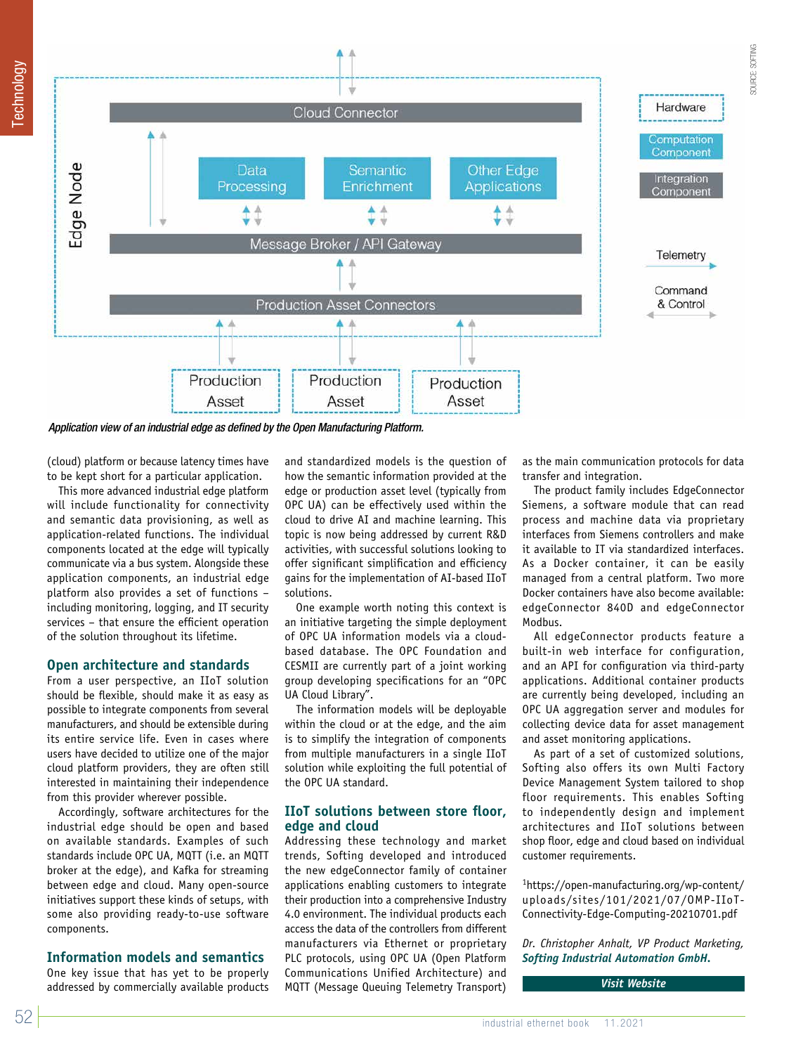Cloud Connector

Edge Node

Data Processing

Semantic Enrichment

Other Edge Applications

Message Broker / API Gateway

Production Asset Connectors

Production Asset

Production Asset

Production Asset

Hardware

Computation Component

Integration Component

Telemetry

Command & Control

SOURCE: SOFTING

*Application view of an industrial edge as defined by the Open Manufacturing Platform.*

(cloud) platform or because latency times have to be kept short for a particular application.

This more advanced industrial edge platform will include functionality for connectivity and semantic data provisioning, as well as application-related functions. The individual components located at the edge will typically communicate via a bus system. Alongside these application components, an industrial edge platform also provides a set of functions – including monitoring, logging, and IT security services – that ensure the efficient operation of the solution throughout its lifetime.

## Open architecture and standards

From a user perspective, an IIoT solution should be flexible, should make it as easy as possible to integrate components from several manufacturers, and should be extensible during its entire service life. Even in cases where users have decided to utilize one of the major cloud platform providers, they are often still interested in maintaining their independence from this provider wherever possible.

Accordingly, software architectures for the industrial edge should be open and based on available standards. Examples of such standards include OPC UA, MQTT (i.e. an MQTT broker at the edge), and Kafka for streaming between edge and cloud. Many open-source initiatives support these kinds of setups, with some also providing ready-to-use software components.

## Information models and semantics

One key issue that has yet to be properly addressed by commercially available products and standardized models is the question of how the semantic information provided at the edge or production asset level (typically from OPC UA) can be effectively used within the cloud to drive AI and machine learning. This topic is now being addressed by current R&D activities, with successful solutions looking to offer significant simplification and efficiency gains for the implementation of AI-based IIoT solutions.

One example worth noting this context is an initiative targeting the simple deployment of OPC UA information models via a cloud-based database. The OPC Foundation and CESMII are currently part of a joint working group developing specifications for an "OPC UA Cloud Library".

The information models will be deployable within the cloud or at the edge, and the aim is to simplify the integration of components from multiple manufacturers in a single IIoT solution while exploiting the full potential of the OPC UA standard.

## IIoT solutions between store floor, edge and cloud

Addressing these technology and market trends, Softing developed and introduced the new edgeConnector family of container applications enabling customers to integrate their production into a comprehensive Industry 4.0 environment. The individual products each access the data of the controllers from different manufacturers via Ethernet or proprietary PLC protocols, using OPC UA (Open Platform Communications Unified Architecture) and MQTT (Message Queuing Telemetry Transport) as the main communication protocols for data transfer and integration.

The product family includes EdgeConnector Siemens, a software module that can read process and machine data via proprietary interfaces from Siemens controllers and make it available to IT via standardized interfaces. As a Docker container, it can be easily managed from a central platform. Two more Docker containers have also become available: edgeConnector 840D and edgeConnector Modbus.

All edgeConnector products feature a built-in web interface for configuration, and an API for configuration via third-party applications. Additional container products are currently being developed, including an OPC UA aggregation server and modules for collecting device data for asset management and asset monitoring applications.

As part of a set of customized solutions, Softing also offers its own Multi Factory Device Management System tailored to shop floor requirements. This enables Softing to independently design and implement architectures and IIoT solutions between shop floor, edge and cloud based on individual customer requirements.

[1]https://open-manufacturing.org/wp-content/uploads/sites/101/2021/07/OMP-IIoT-Connectivity-Edge-Computing-20210701.pdf

*Dr. Christopher Anhalt, VP Product Marketing,* ***Softing Industrial Automation GmbH.***

**Visit Website**